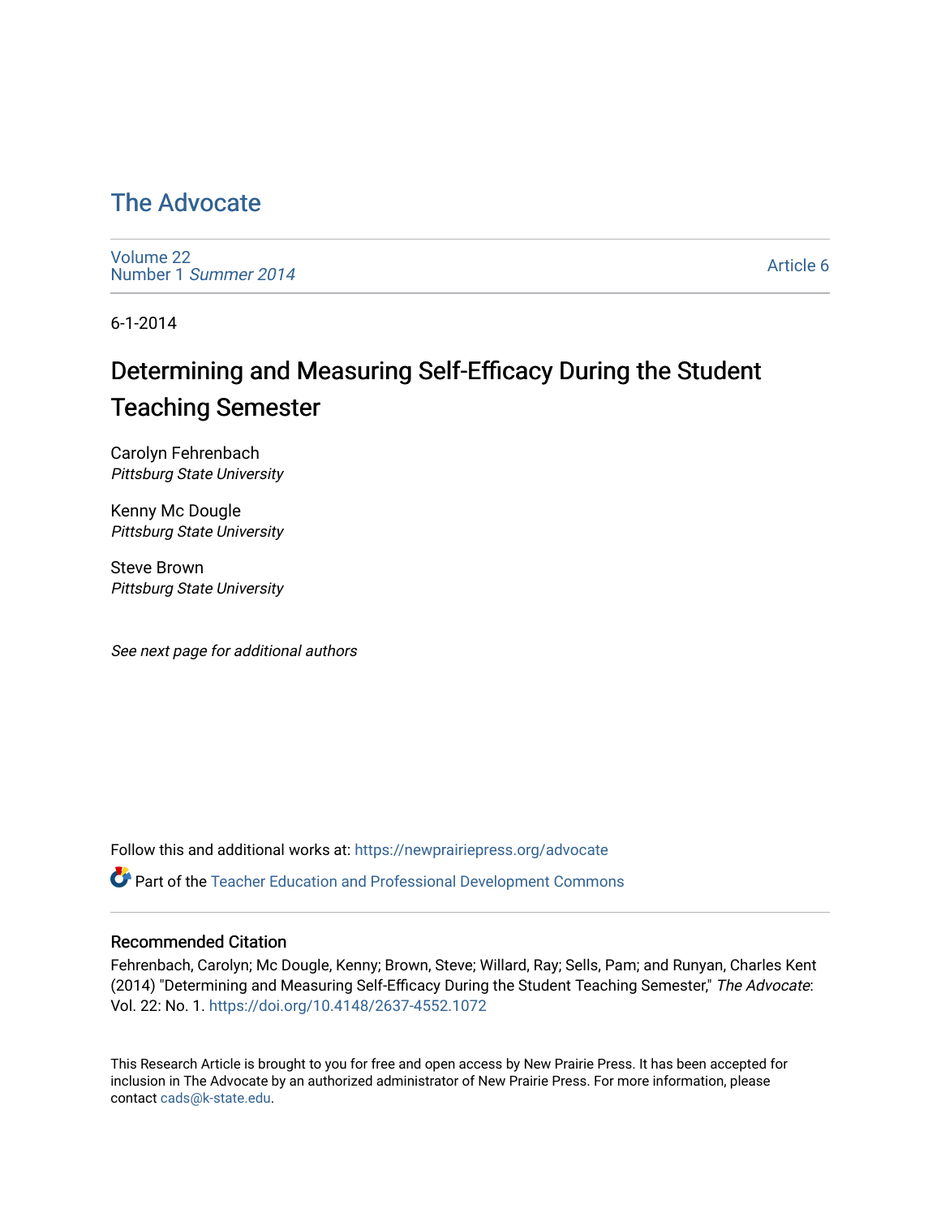# The Advocate

Volume 22
Number 1 *Summer 2014*

Article 6

6-1-2014

## Determining and Measuring Self-Efficacy During the Student Teaching Semester

Carolyn Fehrenbach
*Pittsburg State University*

Kenny Mc Dougle
*Pittsburg State University*

Steve Brown
*Pittsburg State University*

*See next page for additional authors*

Follow this and additional works at: https://newprairiepress.org/advocate

Part of the Teacher Education and Professional Development Commons

### Recommended Citation

Fehrenbach, Carolyn; Mc Dougle, Kenny; Brown, Steve; Willard, Ray; Sells, Pam; and Runyan, Charles Kent (2014) "Determining and Measuring Self-Efficacy During the Student Teaching Semester," *The Advocate*: Vol. 22: No. 1. https://doi.org/10.4148/2637-4552.1072

This Research Article is brought to you for free and open access by New Prairie Press. It has been accepted for inclusion in The Advocate by an authorized administrator of New Prairie Press. For more information, please contact cads@k-state.edu.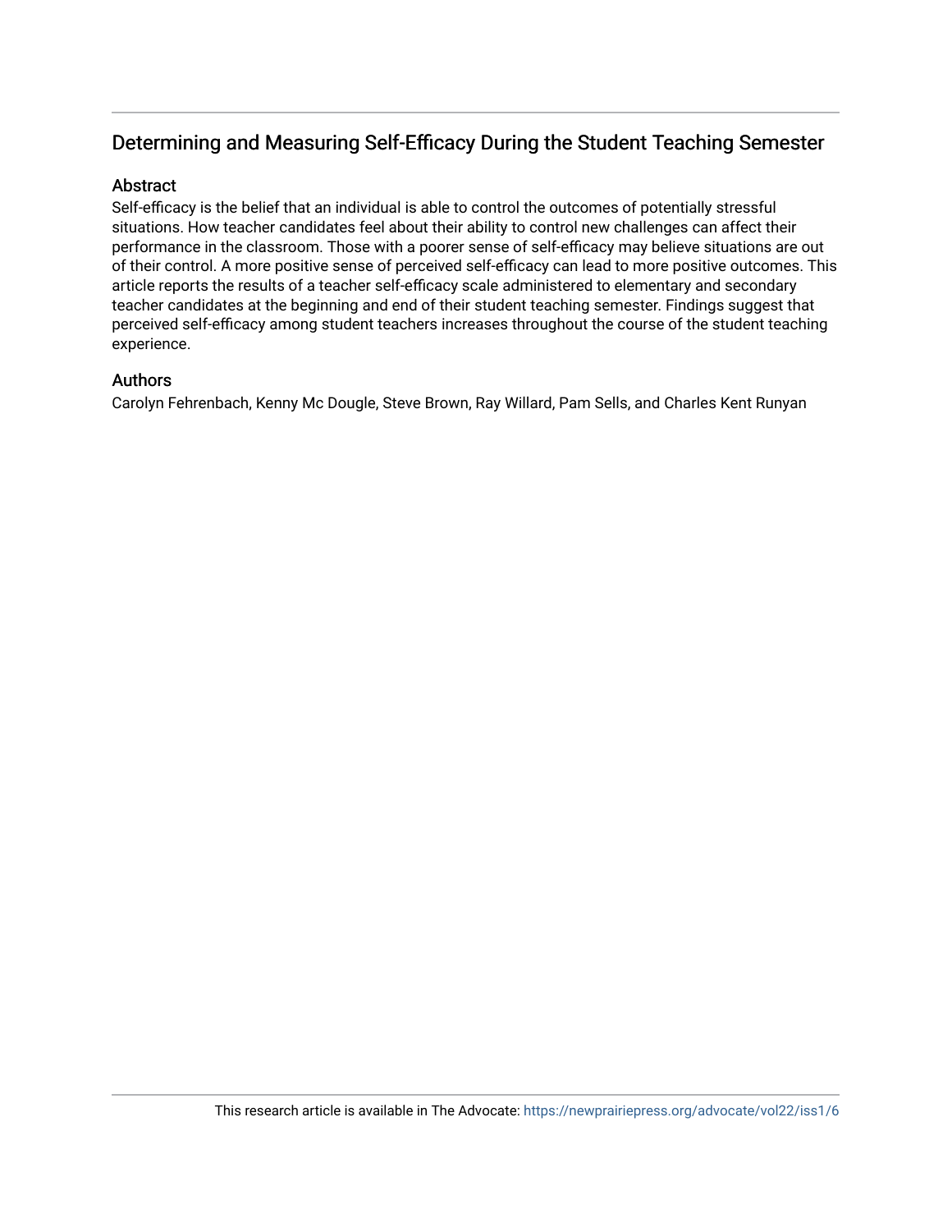## Determining and Measuring Self-Efficacy During the Student Teaching Semester

### Abstract

Self-efficacy is the belief that an individual is able to control the outcomes of potentially stressful situations. How teacher candidates feel about their ability to control new challenges can affect their performance in the classroom. Those with a poorer sense of self-efficacy may believe situations are out of their control. A more positive sense of perceived self-efficacy can lead to more positive outcomes. This article reports the results of a teacher self-efficacy scale administered to elementary and secondary teacher candidates at the beginning and end of their student teaching semester. Findings suggest that perceived self-efficacy among student teachers increases throughout the course of the student teaching experience.

### Authors

Carolyn Fehrenbach, Kenny Mc Dougle, Steve Brown, Ray Willard, Pam Sells, and Charles Kent Runyan

This research article is available in The Advocate: https://newprairiepress.org/advocate/vol22/iss1/6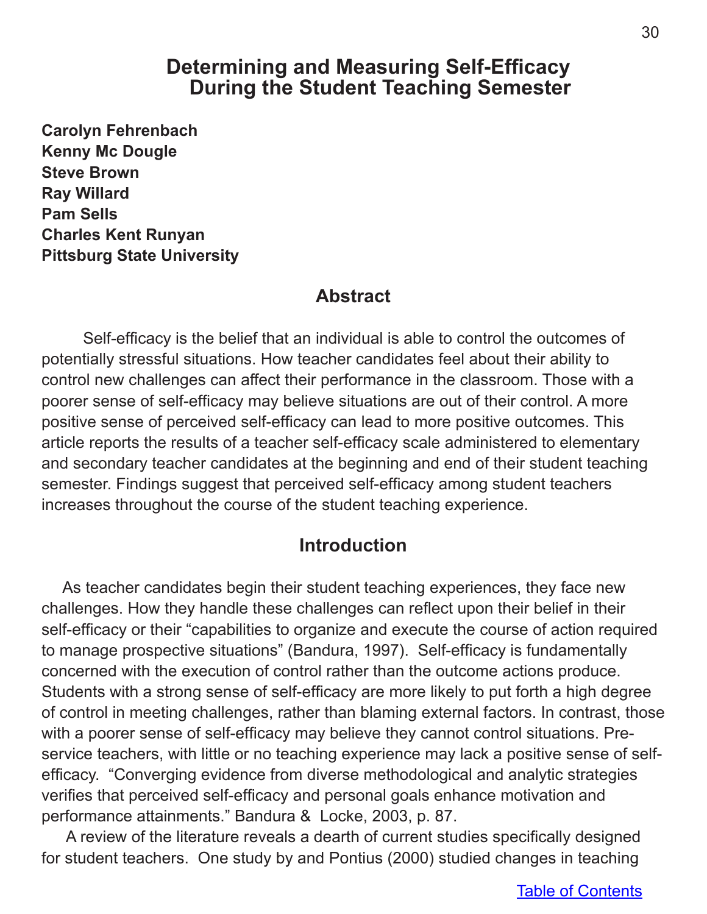# Determining and Measuring Self-Efficacy During the Student Teaching Semester

**Carolyn Fehrenbach**
**Kenny Mc Dougle**
**Steve Brown**
**Ray Willard**
**Pam Sells**
**Charles Kent Runyan**
**Pittsburg State University**

## Abstract

Self-efficacy is the belief that an individual is able to control the outcomes of potentially stressful situations. How teacher candidates feel about their ability to control new challenges can affect their performance in the classroom. Those with a poorer sense of self-efficacy may believe situations are out of their control. A more positive sense of perceived self-efficacy can lead to more positive outcomes. This article reports the results of a teacher self-efficacy scale administered to elementary and secondary teacher candidates at the beginning and end of their student teaching semester. Findings suggest that perceived self-efficacy among student teachers increases throughout the course of the student teaching experience.

## Introduction

As teacher candidates begin their student teaching experiences, they face new challenges. How they handle these challenges can reflect upon their belief in their self-efficacy or their "capabilities to organize and execute the course of action required to manage prospective situations" (Bandura, 1997). Self-efficacy is fundamentally concerned with the execution of control rather than the outcome actions produce. Students with a strong sense of self-efficacy are more likely to put forth a high degree of control in meeting challenges, rather than blaming external factors. In contrast, those with a poorer sense of self-efficacy may believe they cannot control situations. Pre-service teachers, with little or no teaching experience may lack a positive sense of self-efficacy. "Converging evidence from diverse methodological and analytic strategies verifies that perceived self-efficacy and personal goals enhance motivation and performance attainments." Bandura & Locke, 2003, p. 87.

A review of the literature reveals a dearth of current studies specifically designed for student teachers. One study by and Pontius (2000) studied changes in teaching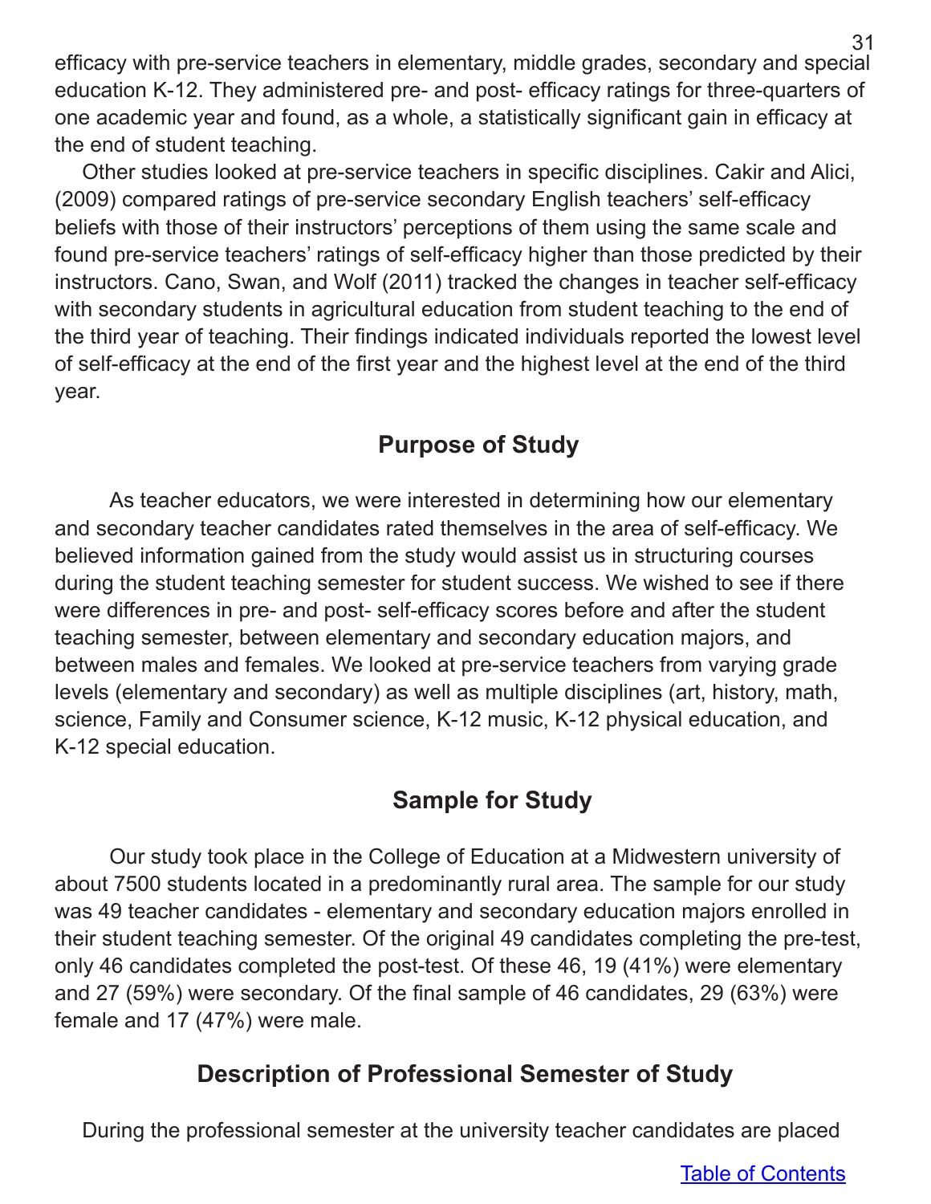efficacy with pre-service teachers in elementary, middle grades, secondary and special education K-12. They administered pre- and post- efficacy ratings for three-quarters of one academic year and found, as a whole, a statistically significant gain in efficacy at the end of student teaching.

Other studies looked at pre-service teachers in specific disciplines. Cakir and Alici, (2009) compared ratings of pre-service secondary English teachers' self-efficacy beliefs with those of their instructors' perceptions of them using the same scale and found pre-service teachers' ratings of self-efficacy higher than those predicted by their instructors. Cano, Swan, and Wolf (2011) tracked the changes in teacher self-efficacy with secondary students in agricultural education from student teaching to the end of the third year of teaching. Their findings indicated individuals reported the lowest level of self-efficacy at the end of the first year and the highest level at the end of the third year.

## Purpose of Study

As teacher educators, we were interested in determining how our elementary and secondary teacher candidates rated themselves in the area of self-efficacy. We believed information gained from the study would assist us in structuring courses during the student teaching semester for student success. We wished to see if there were differences in pre- and post- self-efficacy scores before and after the student teaching semester, between elementary and secondary education majors, and between males and females. We looked at pre-service teachers from varying grade levels (elementary and secondary) as well as multiple disciplines (art, history, math, science, Family and Consumer science, K-12 music, K-12 physical education, and K-12 special education.

## Sample for Study

Our study took place in the College of Education at a Midwestern university of about 7500 students located in a predominantly rural area. The sample for our study was 49 teacher candidates - elementary and secondary education majors enrolled in their student teaching semester. Of the original 49 candidates completing the pre-test, only 46 candidates completed the post-test. Of these 46, 19 (41%) were elementary and 27 (59%) were secondary. Of the final sample of 46 candidates, 29 (63%) were female and 17 (47%) were male.

## Description of Professional Semester of Study

During the professional semester at the university teacher candidates are placed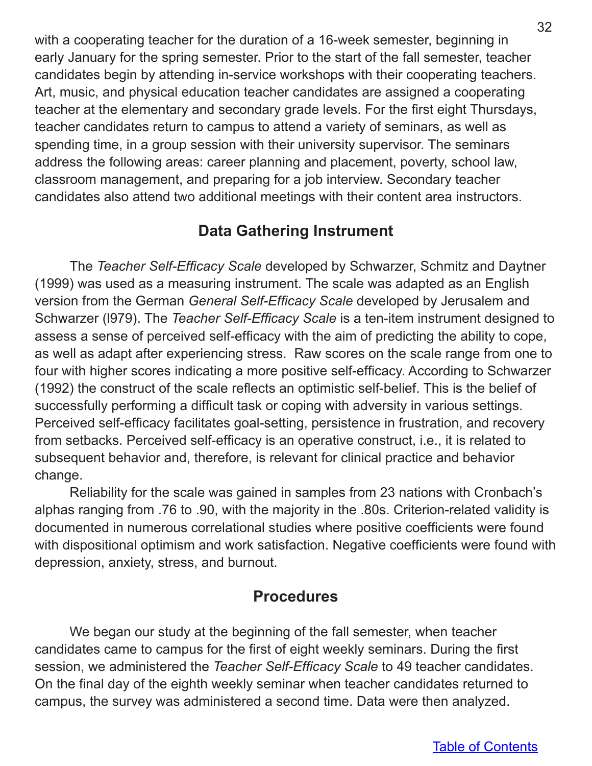with a cooperating teacher for the duration of a 16-week semester, beginning in early January for the spring semester. Prior to the start of the fall semester, teacher candidates begin by attending in-service workshops with their cooperating teachers. Art, music, and physical education teacher candidates are assigned a cooperating teacher at the elementary and secondary grade levels. For the first eight Thursdays, teacher candidates return to campus to attend a variety of seminars, as well as spending time, in a group session with their university supervisor. The seminars address the following areas: career planning and placement, poverty, school law, classroom management, and preparing for a job interview. Secondary teacher candidates also attend two additional meetings with their content area instructors.

## Data Gathering Instrument

The *Teacher Self-Efficacy Scale* developed by Schwarzer, Schmitz and Daytner (1999) was used as a measuring instrument. The scale was adapted as an English version from the German *General Self-Efficacy Scale* developed by Jerusalem and Schwarzer (l979). The *Teacher Self-Efficacy Scale* is a ten-item instrument designed to assess a sense of perceived self-efficacy with the aim of predicting the ability to cope, as well as adapt after experiencing stress. Raw scores on the scale range from one to four with higher scores indicating a more positive self-efficacy. According to Schwarzer (1992) the construct of the scale reflects an optimistic self-belief. This is the belief of successfully performing a difficult task or coping with adversity in various settings. Perceived self-efficacy facilitates goal-setting, persistence in frustration, and recovery from setbacks. Perceived self-efficacy is an operative construct, i.e., it is related to subsequent behavior and, therefore, is relevant for clinical practice and behavior change.

Reliability for the scale was gained in samples from 23 nations with Cronbach's alphas ranging from .76 to .90, with the majority in the .80s. Criterion-related validity is documented in numerous correlational studies where positive coefficients were found with dispositional optimism and work satisfaction. Negative coefficients were found with depression, anxiety, stress, and burnout.

## Procedures

We began our study at the beginning of the fall semester, when teacher candidates came to campus for the first of eight weekly seminars. During the first session, we administered the *Teacher Self-Efficacy Scale* to 49 teacher candidates. On the final day of the eighth weekly seminar when teacher candidates returned to campus, the survey was administered a second time. Data were then analyzed.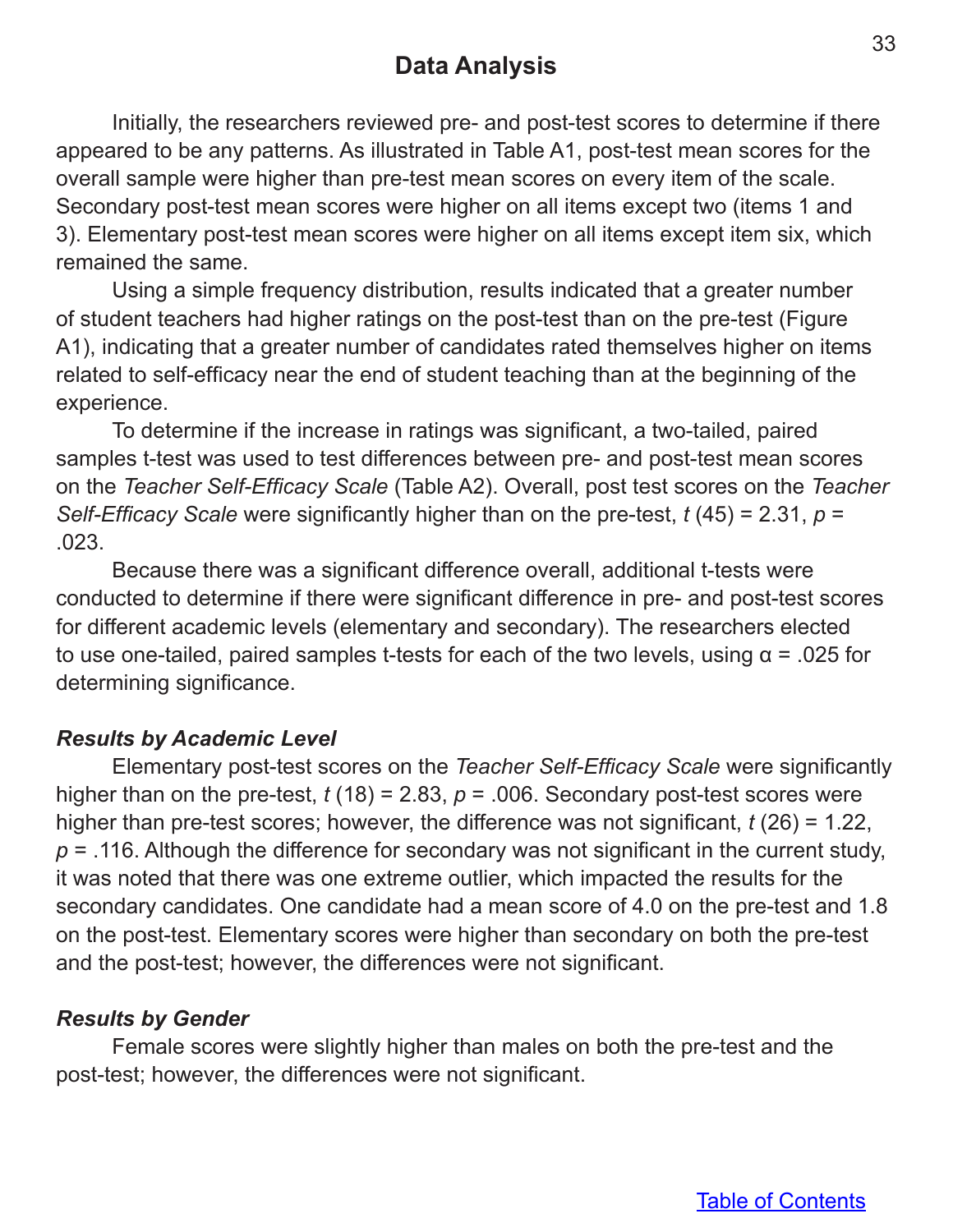## Data Analysis

Initially, the researchers reviewed pre- and post-test scores to determine if there appeared to be any patterns. As illustrated in Table A1, post-test mean scores for the overall sample were higher than pre-test mean scores on every item of the scale. Secondary post-test mean scores were higher on all items except two (items 1 and 3). Elementary post-test mean scores were higher on all items except item six, which remained the same.

Using a simple frequency distribution, results indicated that a greater number of student teachers had higher ratings on the post-test than on the pre-test (Figure A1), indicating that a greater number of candidates rated themselves higher on items related to self-efficacy near the end of student teaching than at the beginning of the experience.

To determine if the increase in ratings was significant, a two-tailed, paired samples t-test was used to test differences between pre- and post-test mean scores on the *Teacher Self-Efficacy Scale* (Table A2). Overall, post test scores on the *Teacher Self-Efficacy Scale* were significantly higher than on the pre-test, $t\,(45) = 2.31$, $p = .023$.

Because there was a significant difference overall, additional t-tests were conducted to determine if there were significant difference in pre- and post-test scores for different academic levels (elementary and secondary). The researchers elected to use one-tailed, paired samples t-tests for each of the two levels, using $\alpha = .025$ for determining significance.

### *Results by Academic Level*

Elementary post-test scores on the *Teacher Self-Efficacy Scale* were significantly higher than on the pre-test, $t\,(18) = 2.83$, $p = .006$. Secondary post-test scores were higher than pre-test scores; however, the difference was not significant, $t\,(26) = 1.22$, $p = .116$. Although the difference for secondary was not significant in the current study, it was noted that there was one extreme outlier, which impacted the results for the secondary candidates. One candidate had a mean score of 4.0 on the pre-test and 1.8 on the post-test. Elementary scores were higher than secondary on both the pre-test and the post-test; however, the differences were not significant.

### *Results by Gender*

Female scores were slightly higher than males on both the pre-test and the post-test; however, the differences were not significant.

Table of Contents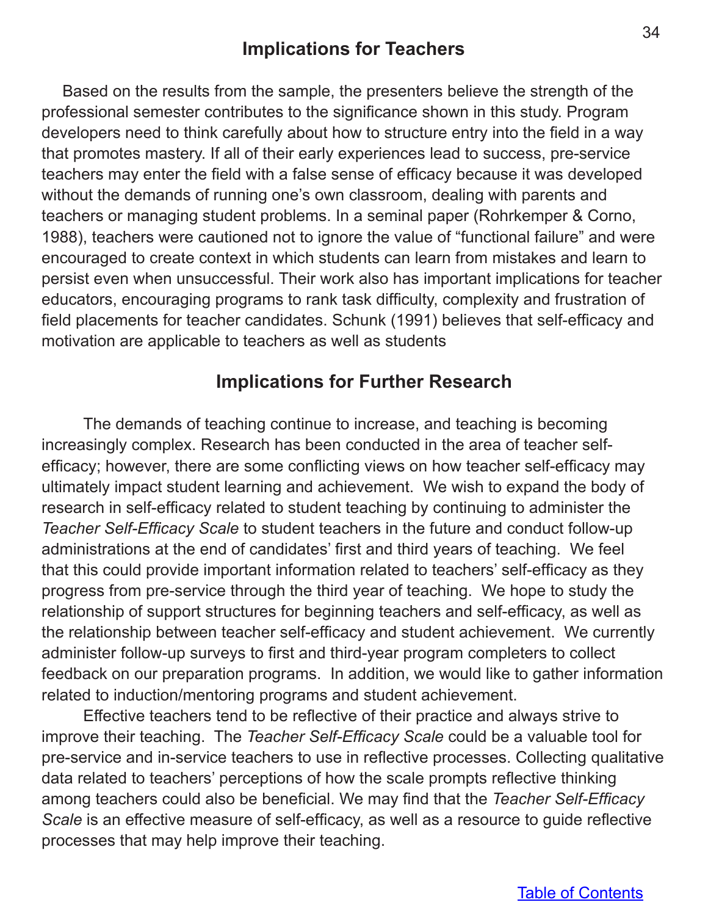## Implications for Teachers

Based on the results from the sample, the presenters believe the strength of the professional semester contributes to the significance shown in this study. Program developers need to think carefully about how to structure entry into the field in a way that promotes mastery. If all of their early experiences lead to success, pre-service teachers may enter the field with a false sense of efficacy because it was developed without the demands of running one's own classroom, dealing with parents and teachers or managing student problems. In a seminal paper (Rohrkemper & Corno, 1988), teachers were cautioned not to ignore the value of "functional failure" and were encouraged to create context in which students can learn from mistakes and learn to persist even when unsuccessful. Their work also has important implications for teacher educators, encouraging programs to rank task difficulty, complexity and frustration of field placements for teacher candidates. Schunk (1991) believes that self-efficacy and motivation are applicable to teachers as well as students

## Implications for Further Research

The demands of teaching continue to increase, and teaching is becoming increasingly complex. Research has been conducted in the area of teacher self-efficacy; however, there are some conflicting views on how teacher self-efficacy may ultimately impact student learning and achievement. We wish to expand the body of research in self-efficacy related to student teaching by continuing to administer the *Teacher Self-Efficacy Scale* to student teachers in the future and conduct follow-up administrations at the end of candidates' first and third years of teaching. We feel that this could provide important information related to teachers' self-efficacy as they progress from pre-service through the third year of teaching. We hope to study the relationship of support structures for beginning teachers and self-efficacy, as well as the relationship between teacher self-efficacy and student achievement. We currently administer follow-up surveys to first and third-year program completers to collect feedback on our preparation programs. In addition, we would like to gather information related to induction/mentoring programs and student achievement.

Effective teachers tend to be reflective of their practice and always strive to improve their teaching. The *Teacher Self-Efficacy Scale* could be a valuable tool for pre-service and in-service teachers to use in reflective processes. Collecting qualitative data related to teachers' perceptions of how the scale prompts reflective thinking among teachers could also be beneficial. We may find that the *Teacher Self-Efficacy Scale* is an effective measure of self-efficacy, as well as a resource to guide reflective processes that may help improve their teaching.

Table of Contents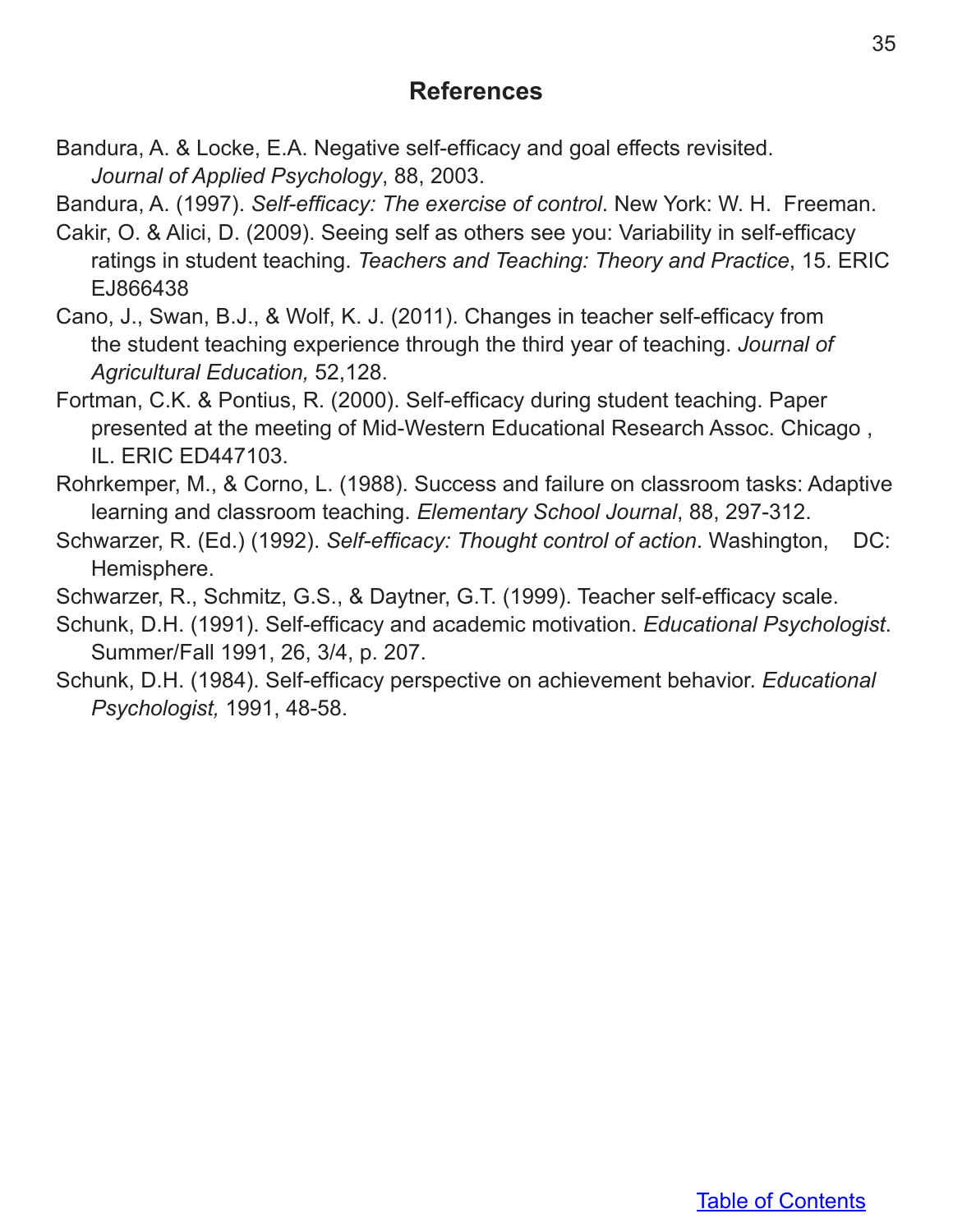## References

Bandura, A. & Locke, E.A. Negative self-efficacy and goal effects revisited. *Journal of Applied Psychology*, 88, 2003.

Bandura, A. (1997). *Self-efficacy: The exercise of control*. New York: W. H. Freeman.

Cakir, O. & Alici, D. (2009). Seeing self as others see you: Variability in self-efficacy ratings in student teaching. *Teachers and Teaching: Theory and Practice*, 15. ERIC EJ866438

Cano, J., Swan, B.J., & Wolf, K. J. (2011). Changes in teacher self-efficacy from the student teaching experience through the third year of teaching. *Journal of Agricultural Education,* 52,128.

Fortman, C.K. & Pontius, R. (2000). Self-efficacy during student teaching. Paper presented at the meeting of Mid-Western Educational Research Assoc. Chicago , IL. ERIC ED447103.

Rohrkemper, M., & Corno, L. (1988). Success and failure on classroom tasks: Adaptive learning and classroom teaching. *Elementary School Journal*, 88, 297-312.

Schwarzer, R. (Ed.) (1992). *Self-efficacy: Thought control of action*. Washington, DC: Hemisphere.

Schwarzer, R., Schmitz, G.S., & Daytner, G.T. (1999). Teacher self-efficacy scale.

Schunk, D.H. (1991). Self-efficacy and academic motivation. *Educational Psychologist*. Summer/Fall 1991, 26, 3/4, p. 207.

Schunk, D.H. (1984). Self-efficacy perspective on achievement behavior. *Educational Psychologist,* 1991, 48-58.

[Table of Contents]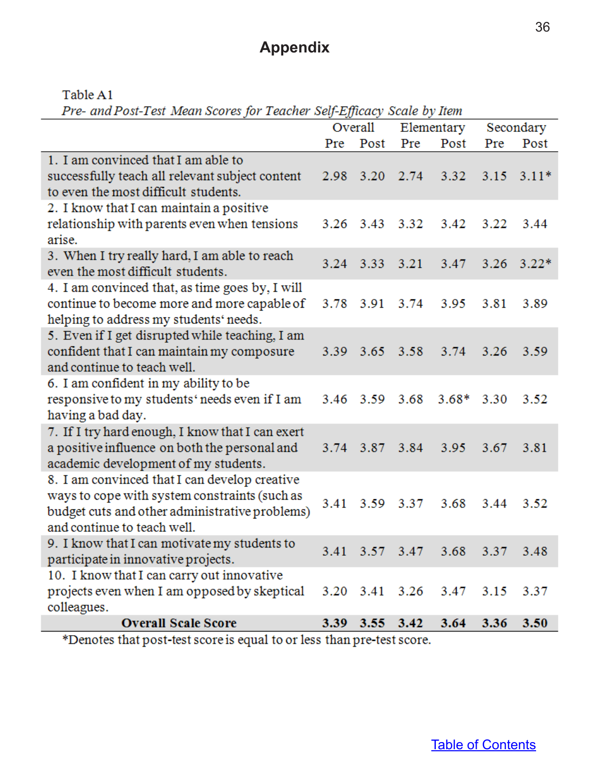# Appendix

Table A1

*Pre- and Post-Test Mean Scores for Teacher Self-Efficacy Scale by Item*

| | Overall | | Elementary | | Secondary | |
|---|---|---|---|---|---|---|
| | Pre | Post | Pre | Post | Pre | Post |
| 1. I am convinced that I am able to successfully teach all relevant subject content to even the most difficult students. | 2.98 | 3.20 | 2.74 | 3.32 | 3.15 | 3.11* |
| 2. I know that I can maintain a positive relationship with parents even when tensions arise. | 3.26 | 3.43 | 3.32 | 3.42 | 3.22 | 3.44 |
| 3. When I try really hard, I am able to reach even the most difficult students. | 3.24 | 3.33 | 3.21 | 3.47 | 3.26 | 3.22* |
| 4. I am convinced that, as time goes by, I will continue to become more and more capable of helping to address my students' needs. | 3.78 | 3.91 | 3.74 | 3.95 | 3.81 | 3.89 |
| 5. Even if I get disrupted while teaching, I am confident that I can maintain my composure and continue to teach well. | 3.39 | 3.65 | 3.58 | 3.74 | 3.26 | 3.59 |
| 6. I am confident in my ability to be responsive to my students' needs even if I am having a bad day. | 3.46 | 3.59 | 3.68 | 3.68* | 3.30 | 3.52 |
| 7. If I try hard enough, I know that I can exert a positive influence on both the personal and academic development of my students. | 3.74 | 3.87 | 3.84 | 3.95 | 3.67 | 3.81 |
| 8. I am convinced that I can develop creative ways to cope with system constraints (such as budget cuts and other administrative problems) and continue to teach well. | 3.41 | 3.59 | 3.37 | 3.68 | 3.44 | 3.52 |
| 9. I know that I can motivate my students to participate in innovative projects. | 3.41 | 3.57 | 3.47 | 3.68 | 3.37 | 3.48 |
| 10. I know that I can carry out innovative projects even when I am opposed by skeptical colleagues. | 3.20 | 3.41 | 3.26 | 3.47 | 3.15 | 3.37 |
| **Overall Scale Score** | **3.39** | **3.55** | **3.42** | **3.64** | **3.36** | **3.50** |

*Denotes that post-test score is equal to or less than pre-test score.

Table of Contents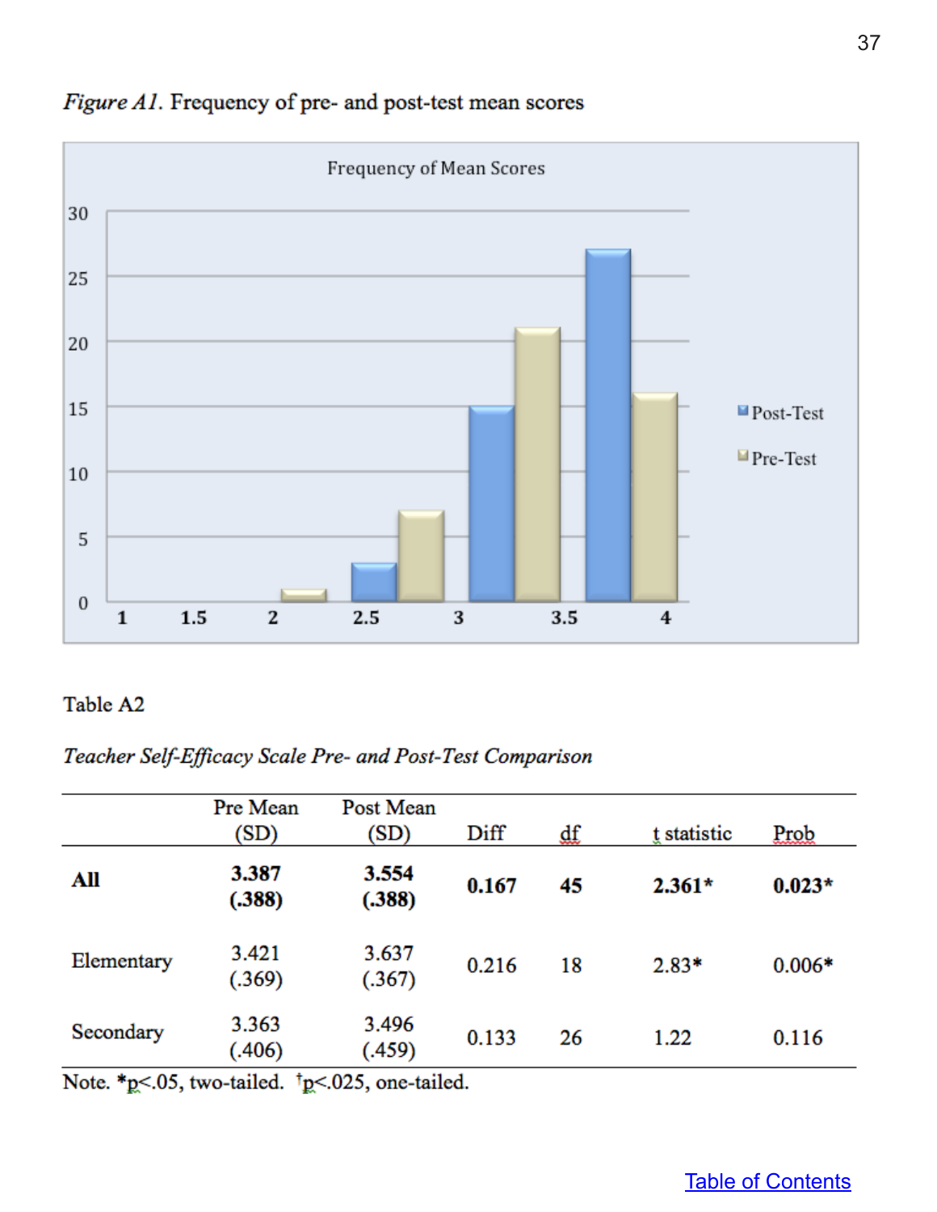*Figure A1.* Frequency of pre- and post-test mean scores

Frequency of Mean Scores

30
25
20
15
10
5
0

1 1.5 2 2.5 3 3.5 4

Post-Test
Pre-Test

Table A2

*Teacher Self-Efficacy Scale Pre- and Post-Test Comparison*

| | Pre Mean (SD) | Post Mean (SD) | Diff | df | t statistic | Prob |
|---|---|---|---|---|---|---|
| **All** | **3.387 (.388)** | **3.554 (.388)** | **0.167** | **45** | **2.361*** | **0.023*** |
| Elementary | 3.421 (.369) | 3.637 (.367) | 0.216 | 18 | 2.83* | 0.006* |
| Secondary | 3.363 (.406) | 3.496 (.459) | 0.133 | 26 | 1.22 | 0.116 |

Note. *$p<.05$, two-tailed. †$p<.025$, one-tailed.

Table of Contents